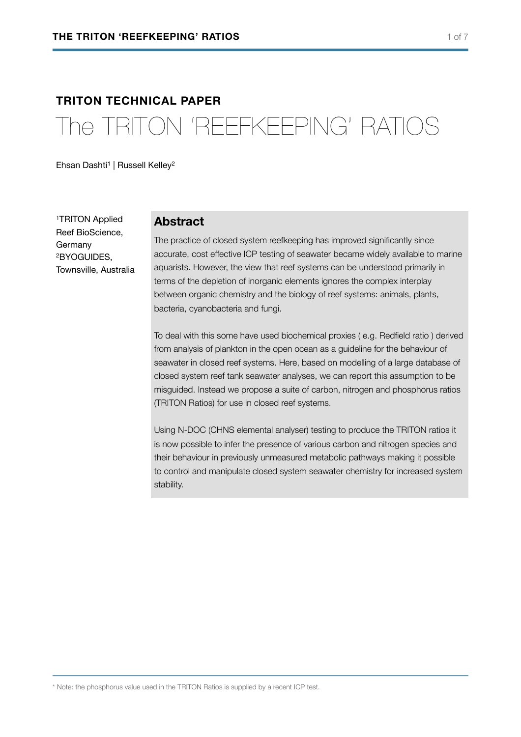**TRITON TECHNICAL PAPER**

# The TRITON 'REEFKEEPING' RATIOS

Ehsan Dashti[1] | Russell Kelley[2]

[1]TRITON Applied Reef BioScience, Germany
[2]BYOGUIDES, Townsville, Australia

## Abstract

The practice of closed system reefkeeping has improved significantly since accurate, cost effective ICP testing of seawater became widely available to marine aquarists. However, the view that reef systems can be understood primarily in terms of the depletion of inorganic elements ignores the complex interplay between organic chemistry and the biology of reef systems: animals, plants, bacteria, cyanobacteria and fungi.

To deal with this some have used biochemical proxies ( e.g. Redfield ratio ) derived from analysis of plankton in the open ocean as a guideline for the behaviour of seawater in closed reef systems. Here, based on modelling of a large database of closed system reef tank seawater analyses, we can report this assumption to be misguided. Instead we propose a suite of carbon, nitrogen and phosphorus ratios (TRITON Ratios) for use in closed reef systems.

Using N-DOC (CHNS elemental analyser) testing to produce the TRITON ratios it is now possible to infer the presence of various carbon and nitrogen species and their behaviour in previously unmeasured metabolic pathways making it possible to control and manipulate closed system seawater chemistry for increased system stability.

* Note: the phosphorus value used in the TRITON Ratios is supplied by a recent ICP test.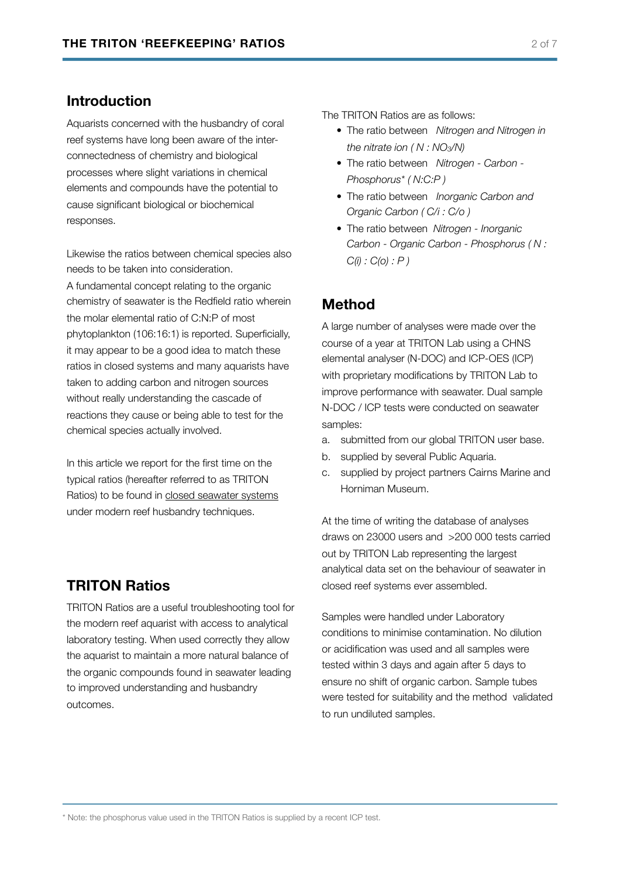## Introduction

Aquarists concerned with the husbandry of coral reef systems have long been aware of the inter-connectedness of chemistry and biological processes where slight variations in chemical elements and compounds have the potential to cause significant biological or biochemical responses.

Likewise the ratios between chemical species also needs to be taken into consideration.
A fundamental concept relating to the organic chemistry of seawater is the Redfield ratio wherein the molar elemental ratio of C:N:P of most phytoplankton (106:16:1) is reported. Superficially, it may appear to be a good idea to match these ratios in closed systems and many aquarists have taken to adding carbon and nitrogen sources without really understanding the cascade of reactions they cause or being able to test for the chemical species actually involved.

In this article we report for the first time on the typical ratios (hereafter referred to as TRITON Ratios) to be found in closed seawater systems under modern reef husbandry techniques.

## TRITON Ratios

TRITON Ratios are a useful troubleshooting tool for the modern reef aquarist with access to analytical laboratory testing. When used correctly they allow the aquarist to maintain a more natural balance of the organic compounds found in seawater leading to improved understanding and husbandry outcomes.

The TRITON Ratios are as follows:

- The ratio between *Nitrogen and Nitrogen in the nitrate ion ( N : $NO_3$/N)*
- The ratio between *Nitrogen - Carbon - Phosphorus* ( N:C:P )*
- The ratio between *Inorganic Carbon and Organic Carbon ( C/i : C/o )*
- The ratio between *Nitrogen - Inorganic Carbon - Organic Carbon - Phosphorus ( N : C(i) : C(o) : P )*

## Method

A large number of analyses were made over the course of a year at TRITON Lab using a CHNS elemental analyser (N-DOC) and ICP-OES (ICP) with proprietary modifications by TRITON Lab to improve performance with seawater. Dual sample N-DOC / ICP tests were conducted on seawater samples:

a. submitted from our global TRITON user base.
b. supplied by several Public Aquaria.
c. supplied by project partners Cairns Marine and Horniman Museum.

At the time of writing the database of analyses draws on 23000 users and >200 000 tests carried out by TRITON Lab representing the largest analytical data set on the behaviour of seawater in closed reef systems ever assembled.

Samples were handled under Laboratory conditions to minimise contamination. No dilution or acidification was used and all samples were tested within 3 days and again after 5 days to ensure no shift of organic carbon. Sample tubes were tested for suitability and the method validated to run undiluted samples.

* Note: the phosphorus value used in the TRITON Ratios is supplied by a recent ICP test.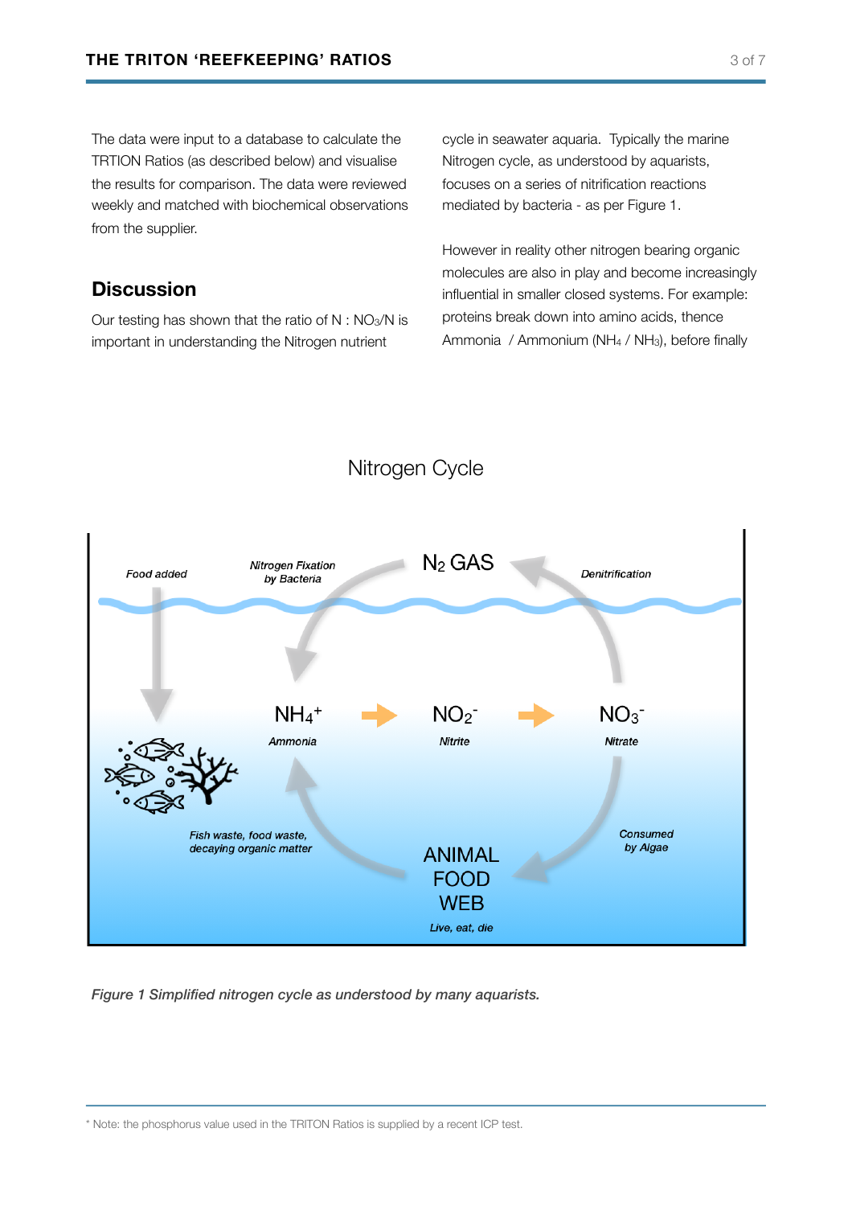The data were input to a database to calculate the TRTION Ratios (as described below) and visualise the results for comparison. The data were reviewed weekly and matched with biochemical observations from the supplier.

## Discussion

Our testing has shown that the ratio of N : $NO_3$/N is important in understanding the Nitrogen nutrient cycle in seawater aquaria. Typically the marine Nitrogen cycle, as understood by aquarists, focuses on a series of nitrification reactions mediated by bacteria - as per Figure 1.

However in reality other nitrogen bearing organic molecules are also in play and become increasingly influential in smaller closed systems. For example: proteins break down into amino acids, thence Ammonia / Ammonium ($NH_4$ / $NH_3$), before finally

Nitrogen Cycle

Food added

Nitrogen Fixation by Bacteria

$N_2$ GAS

Denitrification

$NH_4^+$ *Ammonia*

$NO_2^-$ *Nitrite*

$NO_3^-$ *Nitrate*

Fish waste, food waste, decaying organic matter

ANIMAL FOOD WEB

*Live, eat, die*

Consumed by Algae

*Figure 1 Simplified nitrogen cycle as understood by many aquarists.*

* Note: the phosphorus value used in the TRITON Ratios is supplied by a recent ICP test.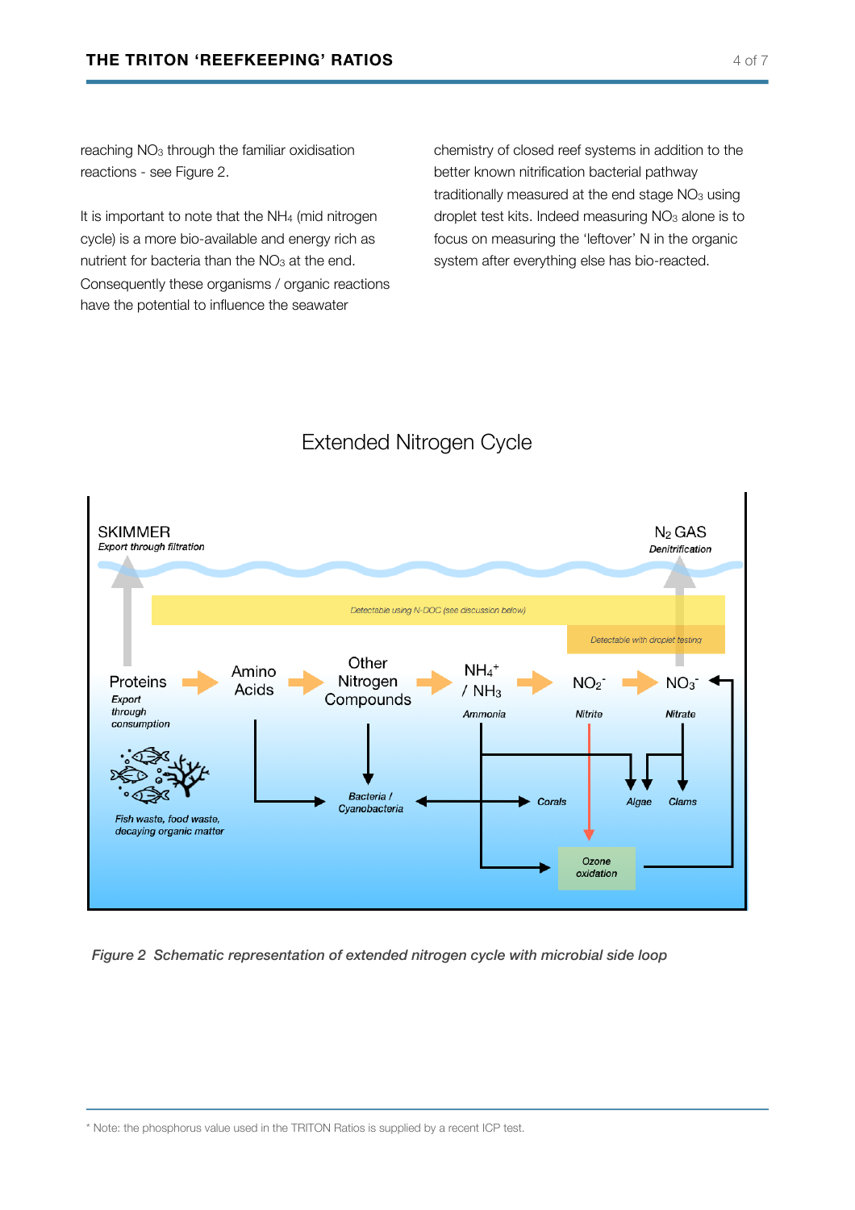reaching $NO_3$ through the familiar oxidisation reactions - see Figure 2.

It is important to note that the $NH_4$ (mid nitrogen cycle) is a more bio-available and energy rich as nutrient for bacteria than the $NO_3$ at the end. Consequently these organisms / organic reactions have the potential to influence the seawater chemistry of closed reef systems in addition to the better known nitrification bacterial pathway traditionally measured at the end stage $NO_3$ using droplet test kits. Indeed measuring $NO_3$ alone is to focus on measuring the 'leftover' N in the organic system after everything else has bio-reacted.

*Figure 2 Schematic representation of extended nitrogen cycle with microbial side loop*

---

\* Note: the phosphorus value used in the TRITON Ratios is supplied by a recent ICP test.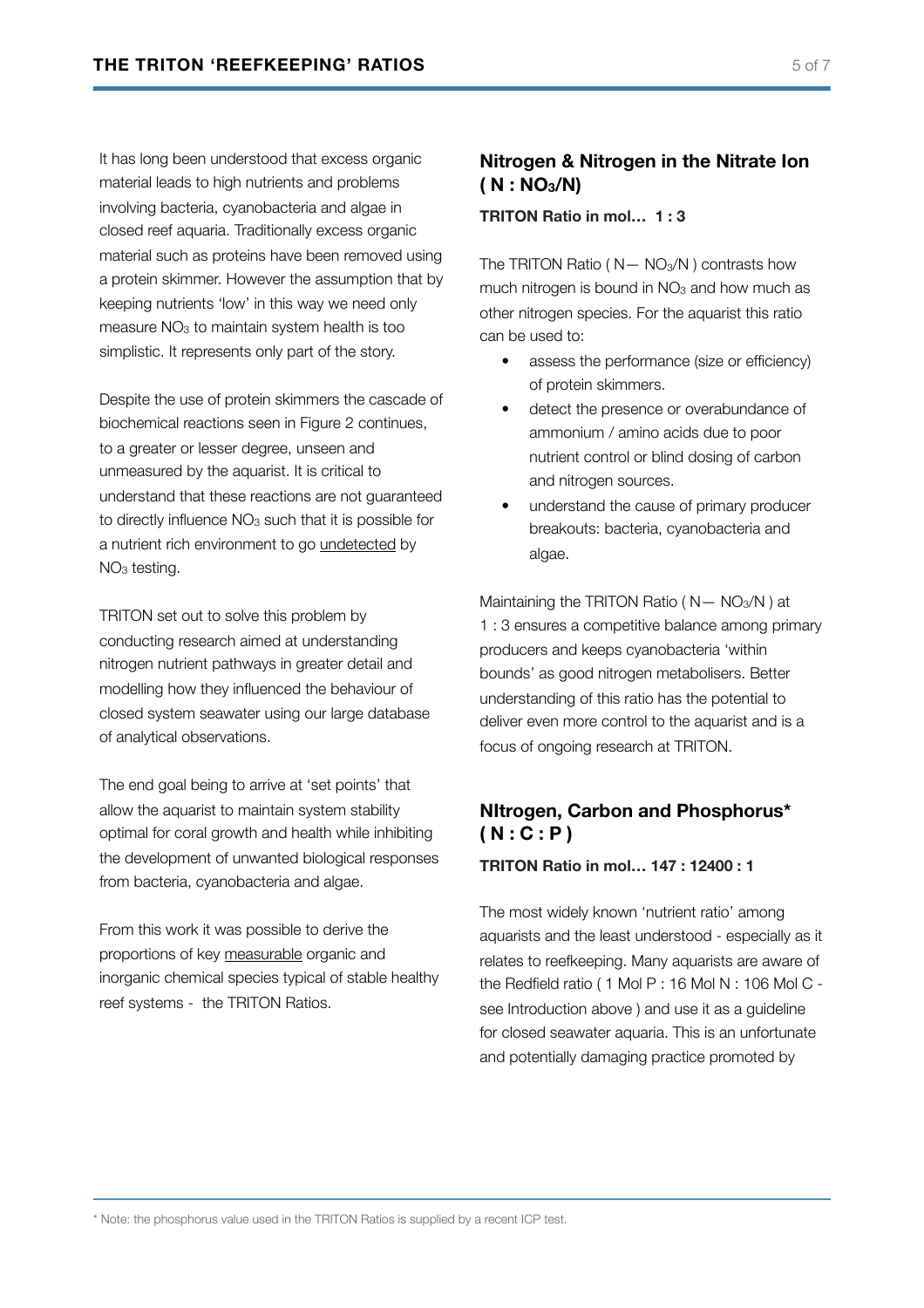It has long been understood that excess organic material leads to high nutrients and problems involving bacteria, cyanobacteria and algae in closed reef aquaria. Traditionally excess organic material such as proteins have been removed using a protein skimmer. However the assumption that by keeping nutrients 'low' in this way we need only measure $NO_3$ to maintain system health is too simplistic. It represents only part of the story.

Despite the use of protein skimmers the cascade of biochemical reactions seen in Figure 2 continues, to a greater or lesser degree, unseen and unmeasured by the aquarist. It is critical to understand that these reactions are not guaranteed to directly influence $NO_3$ such that it is possible for a nutrient rich environment to go undetected by $NO_3$ testing.

TRITON set out to solve this problem by conducting research aimed at understanding nitrogen nutrient pathways in greater detail and modelling how they influenced the behaviour of closed system seawater using our large database of analytical observations.

The end goal being to arrive at 'set points' that allow the aquarist to maintain system stability optimal for coral growth and health while inhibiting the development of unwanted biological responses from bacteria, cyanobacteria and algae.

From this work it was possible to derive the proportions of key measurable organic and inorganic chemical species typical of stable healthy reef systems - the TRITON Ratios.

## Nitrogen & Nitrogen in the Nitrate Ion ( N : $NO_3$/N)

**TRITON Ratio in mol… 1 : 3**

The TRITON Ratio ( N— $NO_3$/N ) contrasts how much nitrogen is bound in $NO_3$ and how much as other nitrogen species. For the aquarist this ratio can be used to:

- assess the performance (size or efficiency) of protein skimmers.
- detect the presence or overabundance of ammonium / amino acids due to poor nutrient control or blind dosing of carbon and nitrogen sources.
- understand the cause of primary producer breakouts: bacteria, cyanobacteria and algae.

Maintaining the TRITON Ratio ( N— $NO_3$/N ) at 1 : 3 ensures a competitive balance among primary producers and keeps cyanobacteria 'within bounds' as good nitrogen metabolisers. Better understanding of this ratio has the potential to deliver even more control to the aquarist and is a focus of ongoing research at TRITON.

## NItrogen, Carbon and Phosphorus* ( N : C : P )

**TRITON Ratio in mol… 147 : 12400 : 1**

The most widely known 'nutrient ratio' among aquarists and the least understood - especially as it relates to reefkeeping. Many aquarists are aware of the Redfield ratio ( 1 Mol P : 16 Mol N : 106 Mol C - see Introduction above ) and use it as a guideline for closed seawater aquaria. This is an unfortunate and potentially damaging practice promoted by

* Note: the phosphorus value used in the TRITON Ratios is supplied by a recent ICP test.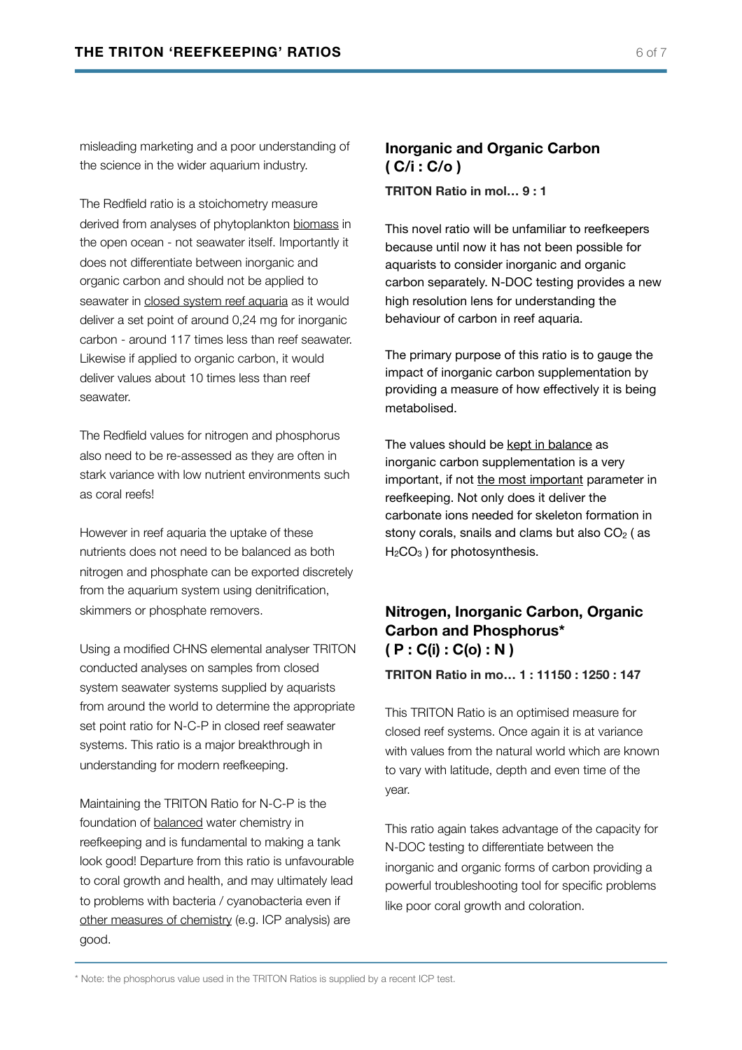misleading marketing and a poor understanding of the science in the wider aquarium industry.

The Redfield ratio is a stoichometry measure derived from analyses of phytoplankton biomass in the open ocean - not seawater itself. Importantly it does not differentiate between inorganic and organic carbon and should not be applied to seawater in closed system reef aquaria as it would deliver a set point of around 0,24 mg for inorganic carbon - around 117 times less than reef seawater. Likewise if applied to organic carbon, it would deliver values about 10 times less than reef seawater.

The Redfield values for nitrogen and phosphorus also need to be re-assessed as they are often in stark variance with low nutrient environments such as coral reefs!

However in reef aquaria the uptake of these nutrients does not need to be balanced as both nitrogen and phosphate can be exported discretely from the aquarium system using denitrification, skimmers or phosphate removers.

Using a modified CHNS elemental analyser TRITON conducted analyses on samples from closed system seawater systems supplied by aquarists from around the world to determine the appropriate set point ratio for N-C-P in closed reef seawater systems. This ratio is a major breakthrough in understanding for modern reefkeeping.

Maintaining the TRITON Ratio for N-C-P is the foundation of balanced water chemistry in reefkeeping and is fundamental to making a tank look good! Departure from this ratio is unfavourable to coral growth and health, and may ultimately lead to problems with bacteria / cyanobacteria even if other measures of chemistry (e.g. ICP analysis) are good.

## Inorganic and Organic Carbon ( C/i : C/o )

**TRITON Ratio in mol… 9 : 1**

This novel ratio will be unfamiliar to reefkeepers because until now it has not been possible for aquarists to consider inorganic and organic carbon separately. N-DOC testing provides a new high resolution lens for understanding the behaviour of carbon in reef aquaria.

The primary purpose of this ratio is to gauge the impact of inorganic carbon supplementation by providing a measure of how effectively it is being metabolised.

The values should be kept in balance as inorganic carbon supplementation is a very important, if not the most important parameter in reefkeeping. Not only does it deliver the carbonate ions needed for skeleton formation in stony corals, snails and clams but also $CO_2$ ( as $H_2CO_3$ ) for photosynthesis.

## Nitrogen, Inorganic Carbon, Organic Carbon and Phosphorus* ( P : C(i) : C(o) : N )

**TRITON Ratio in mo… 1 : 11150 : 1250 : 147**

This TRITON Ratio is an optimised measure for closed reef systems. Once again it is at variance with values from the natural world which are known to vary with latitude, depth and even time of the year.

This ratio again takes advantage of the capacity for N-DOC testing to differentiate between the inorganic and organic forms of carbon providing a powerful troubleshooting tool for specific problems like poor coral growth and coloration.

* Note: the phosphorus value used in the TRITON Ratios is supplied by a recent ICP test.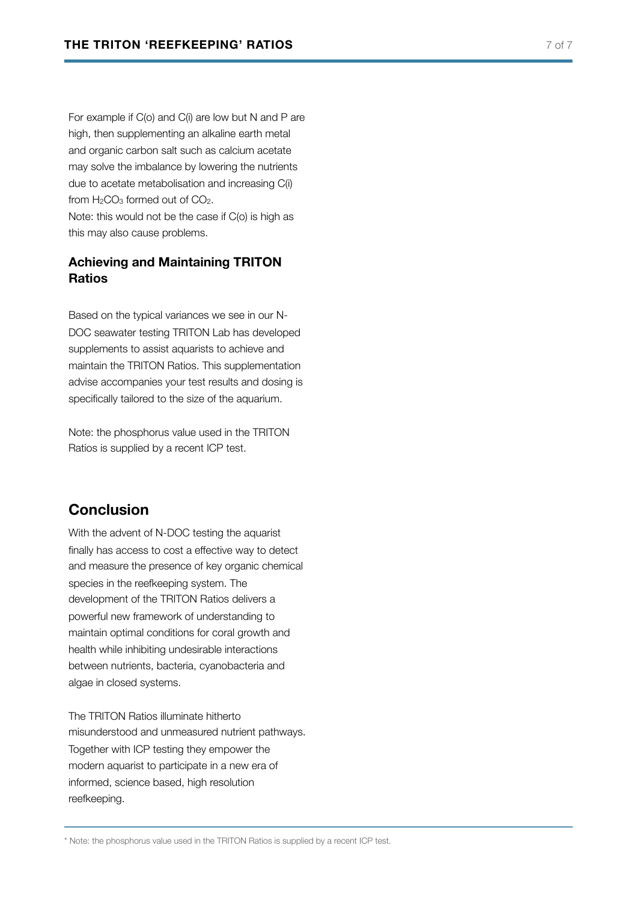For example if C(o) and C(i) are low but N and P are high, then supplementing an alkaline earth metal and organic carbon salt such as calcium acetate may solve the imbalance by lowering the nutrients due to acetate metabolisation and increasing C(i) from $H_2CO_3$ formed out of $CO_2$.
Note: this would not be the case if C(o) is high as this may also cause problems.

### Achieving and Maintaining TRITON Ratios

Based on the typical variances we see in our N-DOC seawater testing TRITON Lab has developed supplements to assist aquarists to achieve and maintain the TRITON Ratios. This supplementation advise accompanies your test results and dosing is specifically tailored to the size of the aquarium.

Note: the phosphorus value used in the TRITON Ratios is supplied by a recent ICP test.

## Conclusion

With the advent of N-DOC testing the aquarist finally has access to cost a effective way to detect and measure the presence of key organic chemical species in the reefkeeping system. The development of the TRITON Ratios delivers a powerful new framework of understanding to maintain optimal conditions for coral growth and health while inhibiting undesirable interactions between nutrients, bacteria, cyanobacteria and algae in closed systems.

The TRITON Ratios illuminate hitherto misunderstood and unmeasured nutrient pathways. Together with ICP testing they empower the modern aquarist to participate in a new era of informed, science based, high resolution reefkeeping.

* Note: the phosphorus value used in the TRITON Ratios is supplied by a recent ICP test.